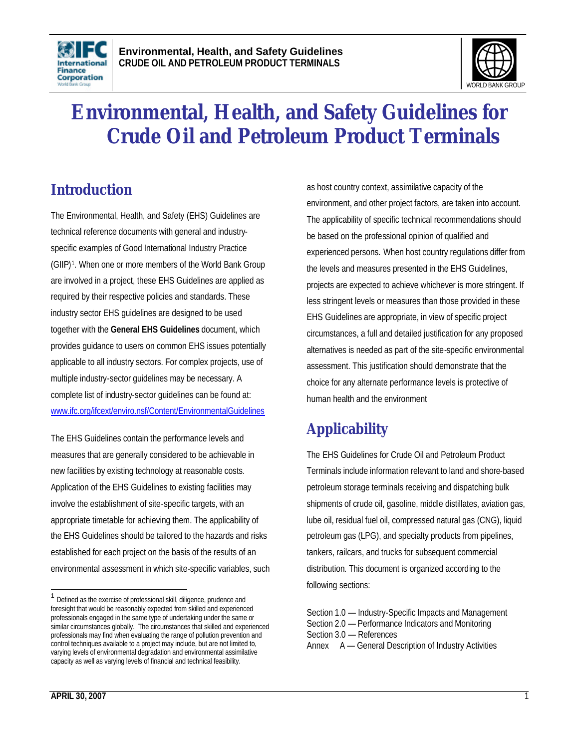# Environmental, Health, and Safety Guidelines for Crude Oil and Petroleum Product Terminals

## Introduction

The Environmental, Health, and Safety (EHS) Guidelines are technical reference documents with general and industry-specific examples of Good International Industry Practice (GIIP)[1]. When one or more members of the World Bank Group are involved in a project, these EHS Guidelines are applied as required by their respective policies and standards. These industry sector EHS guidelines are designed to be used together with the **General EHS Guidelines** document, which provides guidance to users on common EHS issues potentially applicable to all industry sectors. For complex projects, use of multiple industry-sector guidelines may be necessary. A complete list of industry-sector guidelines can be found at: www.ifc.org/ifcext/enviro.nsf/Content/EnvironmentalGuidelines

The EHS Guidelines contain the performance levels and measures that are generally considered to be achievable in new facilities by existing technology at reasonable costs. Application of the EHS Guidelines to existing facilities may involve the establishment of site-specific targets, with an appropriate timetable for achieving them. The applicability of the EHS Guidelines should be tailored to the hazards and risks established for each project on the basis of the results of an environmental assessment in which site-specific variables, such as host country context, assimilative capacity of the environment, and other project factors, are taken into account. The applicability of specific technical recommendations should be based on the professional opinion of qualified and experienced persons. When host country regulations differ from the levels and measures presented in the EHS Guidelines, projects are expected to achieve whichever is more stringent. If less stringent levels or measures than those provided in these EHS Guidelines are appropriate, in view of specific project circumstances, a full and detailed justification for any proposed alternatives is needed as part of the site-specific environmental assessment. This justification should demonstrate that the choice for any alternate performance levels is protective of human health and the environment

## Applicability

The EHS Guidelines for Crude Oil and Petroleum Product Terminals include information relevant to land and shore-based petroleum storage terminals receiving and dispatching bulk shipments of crude oil, gasoline, middle distillates, aviation gas, lube oil, residual fuel oil, compressed natural gas (CNG), liquid petroleum gas (LPG), and specialty products from pipelines, tankers, railcars, and trucks for subsequent commercial distribution. This document is organized according to the following sections:

Section 1.0 — Industry-Specific Impacts and Management  
Section 2.0 — Performance Indicators and Monitoring  
Section 3.0 — References  
Annex A — General Description of Industry Activities

[1] Defined as the exercise of professional skill, diligence, prudence and foresight that would be reasonably expected from skilled and experienced professionals engaged in the same type of undertaking under the same or similar circumstances globally. The circumstances that skilled and experienced professionals may find when evaluating the range of pollution prevention and control techniques available to a project may include, but are not limited to, varying levels of environmental degradation and environmental assimilative capacity as well as varying levels of financial and technical feasibility.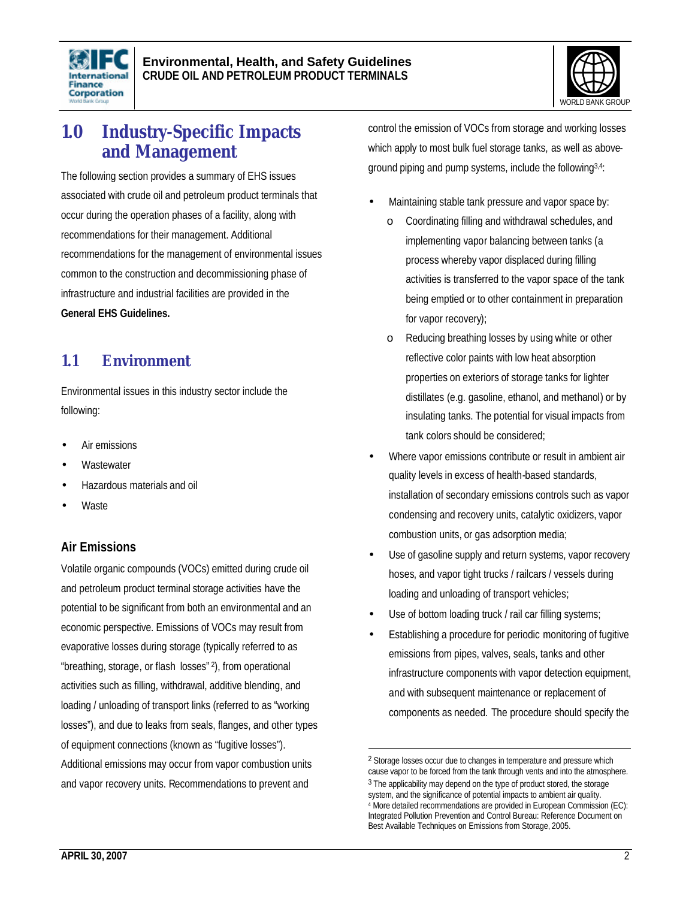# 1.0 Industry-Specific Impacts and Management

The following section provides a summary of EHS issues associated with crude oil and petroleum product terminals that occur during the operation phases of a facility, along with recommendations for their management. Additional recommendations for the management of environmental issues common to the construction and decommissioning phase of infrastructure and industrial facilities are provided in the **General EHS Guidelines.**

## 1.1 Environment

Environmental issues in this industry sector include the following:

- Air emissions
- Wastewater
- Hazardous materials and oil
- Waste

### Air Emissions

Volatile organic compounds (VOCs) emitted during crude oil and petroleum product terminal storage activities have the potential to be significant from both an environmental and an economic perspective. Emissions of VOCs may result from evaporative losses during storage (typically referred to as "breathing, storage, or flash losses" [2]), from operational activities such as filling, withdrawal, additive blending, and loading / unloading of transport links (referred to as "working losses"), and due to leaks from seals, flanges, and other types of equipment connections (known as "fugitive losses"). Additional emissions may occur from vapor combustion units and vapor recovery units. Recommendations to prevent and control the emission of VOCs from storage and working losses which apply to most bulk fuel storage tanks, as well as above-ground piping and pump systems, include the following[3,4]:

- Maintaining stable tank pressure and vapor space by:
  - Coordinating filling and withdrawal schedules, and implementing vapor balancing between tanks (a process whereby vapor displaced during filling activities is transferred to the vapor space of the tank being emptied or to other containment in preparation for vapor recovery);
  - Reducing breathing losses by using white or other reflective color paints with low heat absorption properties on exteriors of storage tanks for lighter distillates (e.g. gasoline, ethanol, and methanol) or by insulating tanks. The potential for visual impacts from tank colors should be considered;
- Where vapor emissions contribute or result in ambient air quality levels in excess of health-based standards, installation of secondary emissions controls such as vapor condensing and recovery units, catalytic oxidizers, vapor combustion units, or gas adsorption media;
- Use of gasoline supply and return systems, vapor recovery hoses, and vapor tight trucks / railcars / vessels during loading and unloading of transport vehicles;
- Use of bottom loading truck / rail car filling systems;
- Establishing a procedure for periodic monitoring of fugitive emissions from pipes, valves, seals, tanks and other infrastructure components with vapor detection equipment, and with subsequent maintenance or replacement of components as needed. The procedure should specify the

---

[2] Storage losses occur due to changes in temperature and pressure which cause vapor to be forced from the tank through vents and into the atmosphere.

[3] The applicability may depend on the type of product stored, the storage system, and the significance of potential impacts to ambient air quality.

[4] More detailed recommendations are provided in European Commission (EC): Integrated Pollution Prevention and Control Bureau: Reference Document on Best Available Techniques on Emissions from Storage, 2005.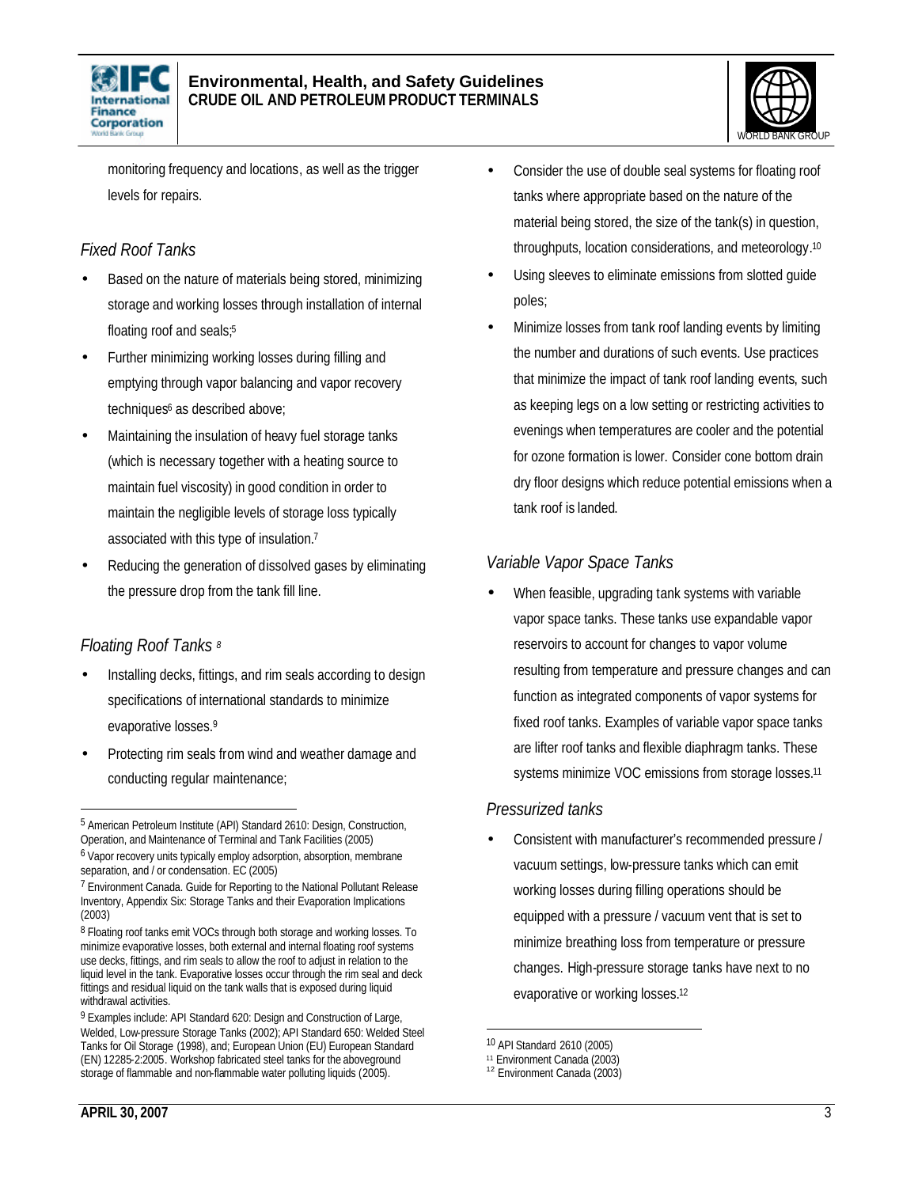monitoring frequency and locations, as well as the trigger levels for repairs.

### *Fixed Roof Tanks*

- Based on the nature of materials being stored, minimizing storage and working losses through installation of internal floating roof and seals;[5]
- Further minimizing working losses during filling and emptying through vapor balancing and vapor recovery techniques[6] as described above;
- Maintaining the insulation of heavy fuel storage tanks (which is necessary together with a heating source to maintain fuel viscosity) in good condition in order to maintain the negligible levels of storage loss typically associated with this type of insulation.[7]
- Reducing the generation of dissolved gases by eliminating the pressure drop from the tank fill line.

### *Floating Roof Tanks* [8]

- Installing decks, fittings, and rim seals according to design specifications of international standards to minimize evaporative losses.[9]
- Protecting rim seals from wind and weather damage and conducting regular maintenance;
- Consider the use of double seal systems for floating roof tanks where appropriate based on the nature of the material being stored, the size of the tank(s) in question, throughputs, location considerations, and meteorology.[10]
- Using sleeves to eliminate emissions from slotted guide poles;
- Minimize losses from tank roof landing events by limiting the number and durations of such events. Use practices that minimize the impact of tank roof landing events, such as keeping legs on a low setting or restricting activities to evenings when temperatures are cooler and the potential for ozone formation is lower. Consider cone bottom drain dry floor designs which reduce potential emissions when a tank roof is landed.

### *Variable Vapor Space Tanks*

- When feasible, upgrading tank systems with variable vapor space tanks. These tanks use expandable vapor reservoirs to account for changes to vapor volume resulting from temperature and pressure changes and can function as integrated components of vapor systems for fixed roof tanks. Examples of variable vapor space tanks are lifter roof tanks and flexible diaphragm tanks. These systems minimize VOC emissions from storage losses.[11]

### *Pressurized tanks*

- Consistent with manufacturer's recommended pressure / vacuum settings, low-pressure tanks which can emit working losses during filling operations should be equipped with a pressure / vacuum vent that is set to minimize breathing loss from temperature or pressure changes. High-pressure storage tanks have next to no evaporative or working losses.[12]

---

[5] American Petroleum Institute (API) Standard 2610: Design, Construction, Operation, and Maintenance of Terminal and Tank Facilities (2005)

[6] Vapor recovery units typically employ adsorption, absorption, membrane separation, and / or condensation. EC (2005)

[7] Environment Canada. Guide for Reporting to the National Pollutant Release Inventory, Appendix Six: Storage Tanks and their Evaporation Implications (2003)

[8] Floating roof tanks emit VOCs through both storage and working losses. To minimize evaporative losses, both external and internal floating roof systems use decks, fittings, and rim seals to allow the roof to adjust in relation to the liquid level in the tank. Evaporative losses occur through the rim seal and deck fittings and residual liquid on the tank walls that is exposed during liquid withdrawal activities.

[9] Examples include: API Standard 620: Design and Construction of Large, Welded, Low-pressure Storage Tanks (2002); API Standard 650: Welded Steel Tanks for Oil Storage (1998), and; European Union (EU) European Standard (EN) 12285-2:2005. Workshop fabricated steel tanks for the aboveground storage of flammable and non-flammable water polluting liquids (2005).

[10] API Standard 2610 (2005)

[11] Environment Canada (2003)

[12] Environment Canada (2003)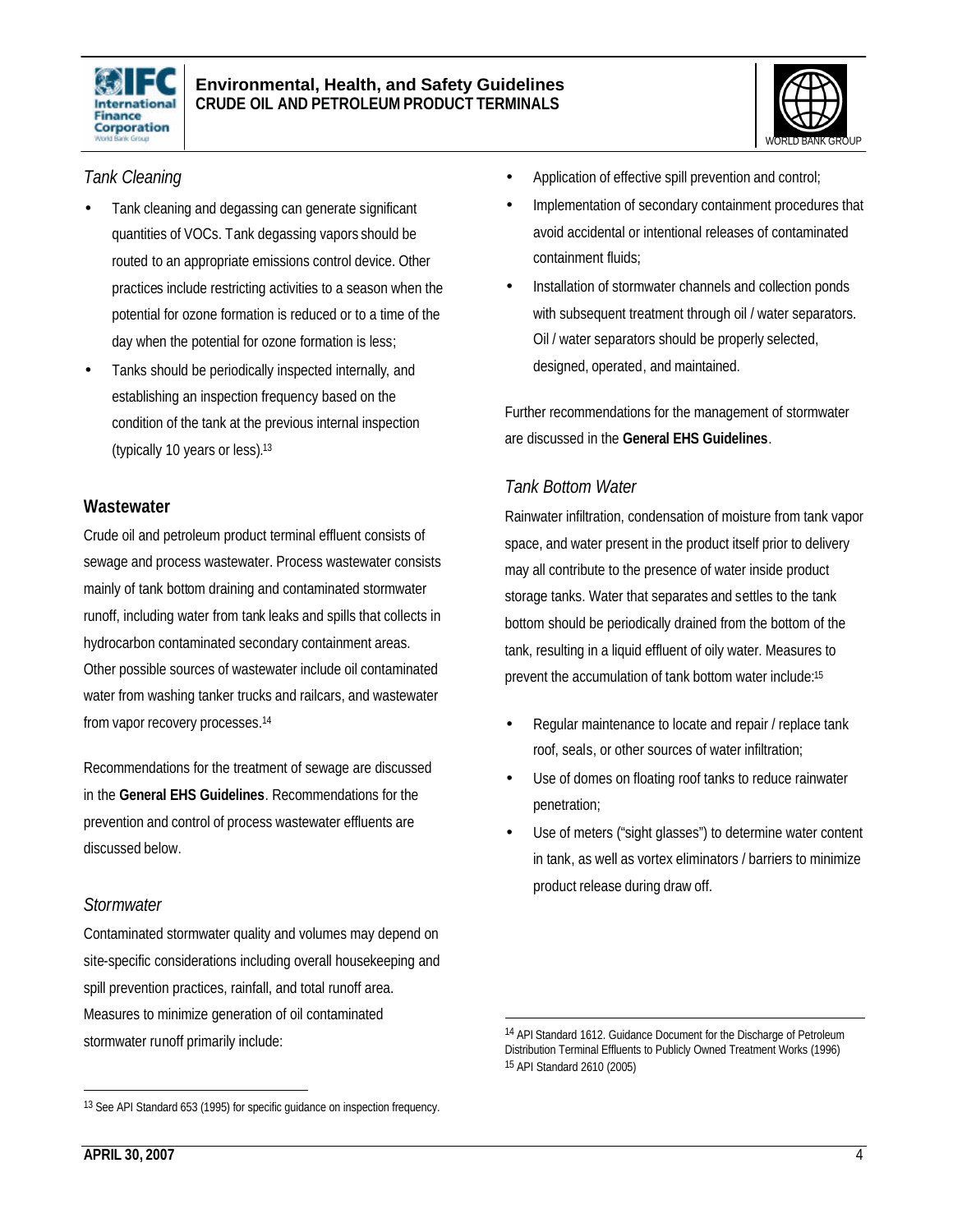### *Tank Cleaning*

- Tank cleaning and degassing can generate significant quantities of VOCs. Tank degassing vapors should be routed to an appropriate emissions control device. Other practices include restricting activities to a season when the potential for ozone formation is reduced or to a time of the day when the potential for ozone formation is less;
- Tanks should be periodically inspected internally, and establishing an inspection frequency based on the condition of the tank at the previous internal inspection (typically 10 years or less).[13]

## Wastewater

Crude oil and petroleum product terminal effluent consists of sewage and process wastewater. Process wastewater consists mainly of tank bottom draining and contaminated stormwater runoff, including water from tank leaks and spills that collects in hydrocarbon contaminated secondary containment areas. Other possible sources of wastewater include oil contaminated water from washing tanker trucks and railcars, and wastewater from vapor recovery processes.[14]

Recommendations for the treatment of sewage are discussed in the **General EHS Guidelines**. Recommendations for the prevention and control of process wastewater effluents are discussed below.

### *Stormwater*

Contaminated stormwater quality and volumes may depend on site-specific considerations including overall housekeeping and spill prevention practices, rainfall, and total runoff area. Measures to minimize generation of oil contaminated stormwater runoff primarily include:

- Application of effective spill prevention and control;
- Implementation of secondary containment procedures that avoid accidental or intentional releases of contaminated containment fluids;
- Installation of stormwater channels and collection ponds with subsequent treatment through oil / water separators. Oil / water separators should be properly selected, designed, operated, and maintained.

Further recommendations for the management of stormwater are discussed in the **General EHS Guidelines**.

### *Tank Bottom Water*

Rainwater infiltration, condensation of moisture from tank vapor space, and water present in the product itself prior to delivery may all contribute to the presence of water inside product storage tanks. Water that separates and settles to the tank bottom should be periodically drained from the bottom of the tank, resulting in a liquid effluent of oily water. Measures to prevent the accumulation of tank bottom water include:[15]

- Regular maintenance to locate and repair / replace tank roof, seals, or other sources of water infiltration;
- Use of domes on floating roof tanks to reduce rainwater penetration;
- Use of meters ("sight glasses") to determine water content in tank, as well as vortex eliminators / barriers to minimize product release during draw off.

---

[13] See API Standard 653 (1995) for specific guidance on inspection frequency.

[14] API Standard 1612. Guidance Document for the Discharge of Petroleum Distribution Terminal Effluents to Publicly Owned Treatment Works (1996)

[15] API Standard 2610 (2005)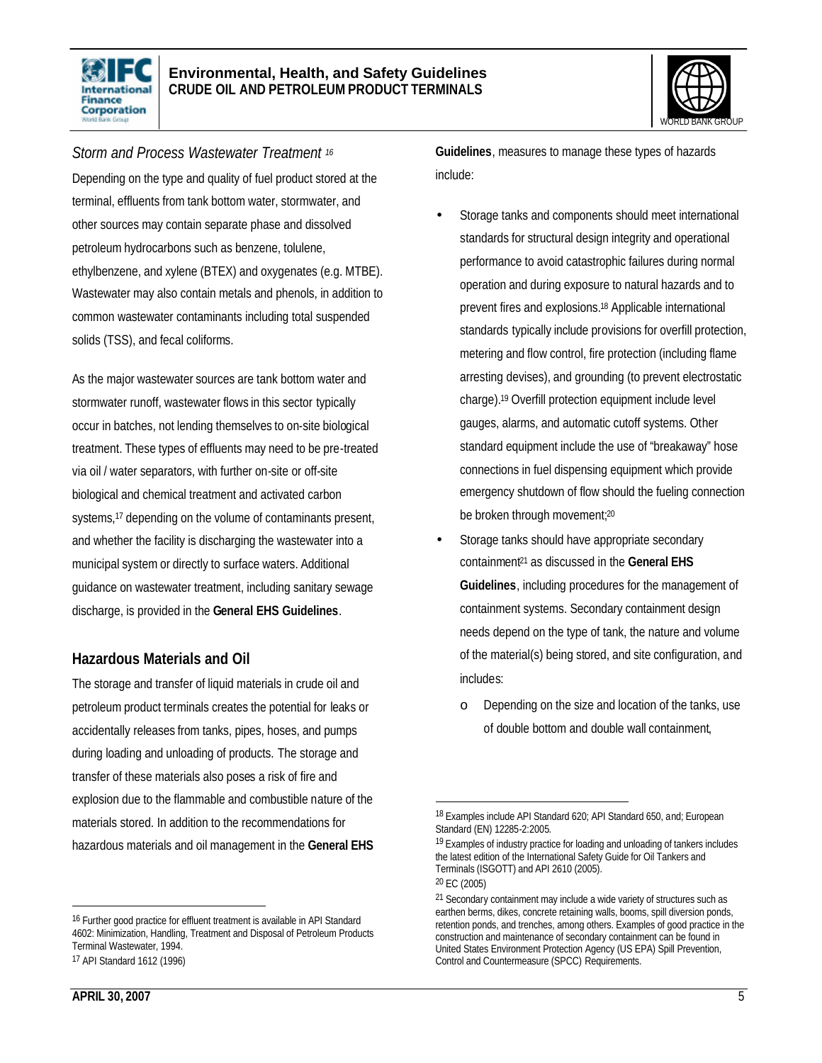*Storm and Process Wastewater Treatment* [16]

Depending on the type and quality of fuel product stored at the terminal, effluents from tank bottom water, stormwater, and other sources may contain separate phase and dissolved petroleum hydrocarbons such as benzene, toluene, ethylbenzene, and xylene (BTEX) and oxygenates (e.g. MTBE). Wastewater may also contain metals and phenols, in addition to common wastewater contaminants including total suspended solids (TSS), and fecal coliforms.

As the major wastewater sources are tank bottom water and stormwater runoff, wastewater flows in this sector typically occur in batches, not lending themselves to on-site biological treatment. These types of effluents may need to be pre-treated via oil / water separators, with further on-site or off-site biological and chemical treatment and activated carbon systems,[17] depending on the volume of contaminants present, and whether the facility is discharging the wastewater into a municipal system or directly to surface waters. Additional guidance on wastewater treatment, including sanitary sewage discharge, is provided in the **General EHS Guidelines**.

## Hazardous Materials and Oil

The storage and transfer of liquid materials in crude oil and petroleum product terminals creates the potential for leaks or accidentally releases from tanks, pipes, hoses, and pumps during loading and unloading of products. The storage and transfer of these materials also poses a risk of fire and explosion due to the flammable and combustible nature of the materials stored. In addition to the recommendations for hazardous materials and oil management in the **General EHS Guidelines**, measures to manage these types of hazards include:

- Storage tanks and components should meet international standards for structural design integrity and operational performance to avoid catastrophic failures during normal operation and during exposure to natural hazards and to prevent fires and explosions.[18] Applicable international standards typically include provisions for overfill protection, metering and flow control, fire protection (including flame arresting devises), and grounding (to prevent electrostatic charge).[19] Overfill protection equipment include level gauges, alarms, and automatic cutoff systems. Other standard equipment include the use of "breakaway" hose connections in fuel dispensing equipment which provide emergency shutdown of flow should the fueling connection be broken through movement;[20]
- Storage tanks should have appropriate secondary containment[21] as discussed in the **General EHS Guidelines**, including procedures for the management of containment systems. Secondary containment design needs depend on the type of tank, the nature and volume of the material(s) being stored, and site configuration, and includes:
  - Depending on the size and location of the tanks, use of double bottom and double wall containment,

---

[16] Further good practice for effluent treatment is available in API Standard 4602: Minimization, Handling, Treatment and Disposal of Petroleum Products Terminal Wastewater, 1994.

[17] API Standard 1612 (1996)

[18] Examples include API Standard 620; API Standard 650, and; European Standard (EN) 12285-2:2005.

[19] Examples of industry practice for loading and unloading of tankers includes the latest edition of the International Safety Guide for Oil Tankers and Terminals (ISGOTT) and API 2610 (2005).

[20] EC (2005)

[21] Secondary containment may include a wide variety of structures such as earthen berms, dikes, concrete retaining walls, booms, spill diversion ponds, retention ponds, and trenches, among others. Examples of good practice in the construction and maintenance of secondary containment can be found in United States Environment Protection Agency (US EPA) Spill Prevention, Control and Countermeasure (SPCC) Requirements.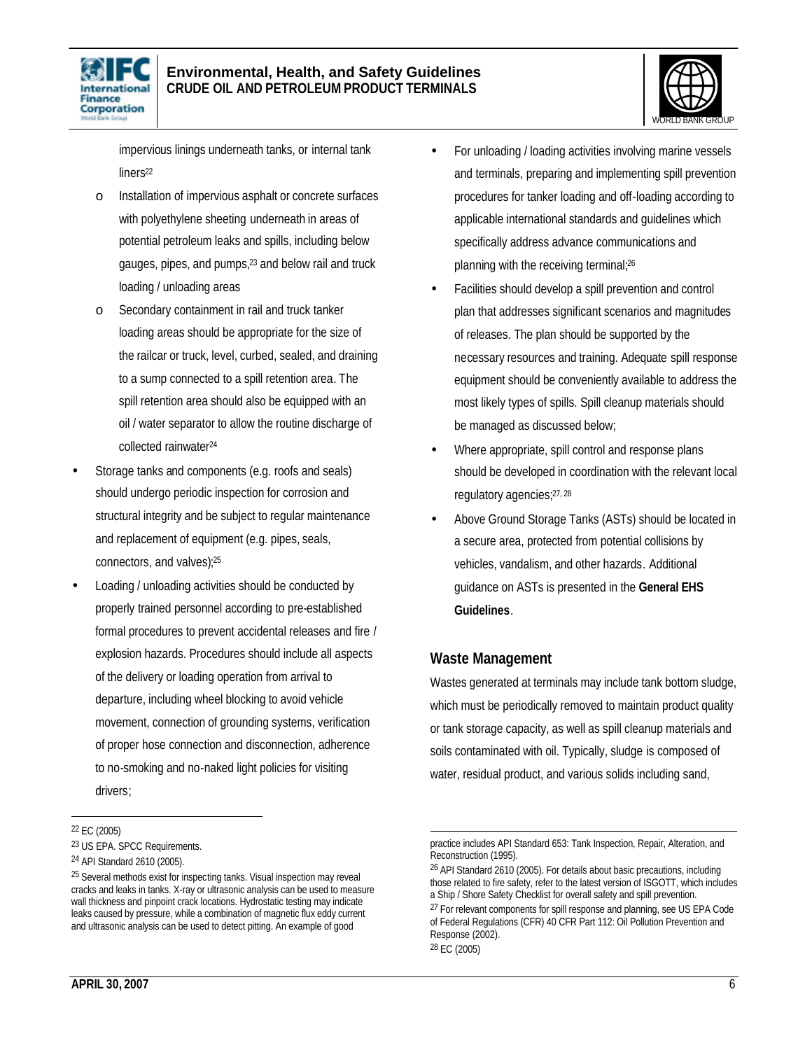impervious linings underneath tanks, or internal tank liners[22]

- Installation of impervious asphalt or concrete surfaces with polyethylene sheeting underneath in areas of potential petroleum leaks and spills, including below gauges, pipes, and pumps,[23] and below rail and truck loading / unloading areas
- Secondary containment in rail and truck tanker loading areas should be appropriate for the size of the railcar or truck, level, curbed, sealed, and draining to a sump connected to a spill retention area. The spill retention area should also be equipped with an oil / water separator to allow the routine discharge of collected rainwater[24]

- Storage tanks and components (e.g. roofs and seals) should undergo periodic inspection for corrosion and structural integrity and be subject to regular maintenance and replacement of equipment (e.g. pipes, seals, connectors, and valves);[25]
- Loading / unloading activities should be conducted by properly trained personnel according to pre-established formal procedures to prevent accidental releases and fire / explosion hazards. Procedures should include all aspects of the delivery or loading operation from arrival to departure, including wheel blocking to avoid vehicle movement, connection of grounding systems, verification of proper hose connection and disconnection, adherence to no-smoking and no-naked light policies for visiting drivers;
- For unloading / loading activities involving marine vessels and terminals, preparing and implementing spill prevention procedures for tanker loading and off-loading according to applicable international standards and guidelines which specifically address advance communications and planning with the receiving terminal;[26]
- Facilities should develop a spill prevention and control plan that addresses significant scenarios and magnitudes of releases. The plan should be supported by the necessary resources and training. Adequate spill response equipment should be conveniently available to address the most likely types of spills. Spill cleanup materials should be managed as discussed below;
- Where appropriate, spill control and response plans should be developed in coordination with the relevant local regulatory agencies;[27, 28]
- Above Ground Storage Tanks (ASTs) should be located in a secure area, protected from potential collisions by vehicles, vandalism, and other hazards. Additional guidance on ASTs is presented in the **General EHS Guidelines**.

## Waste Management

Wastes generated at terminals may include tank bottom sludge, which must be periodically removed to maintain product quality or tank storage capacity, as well as spill cleanup materials and soils contaminated with oil. Typically, sludge is composed of water, residual product, and various solids including sand,

---

[22] EC (2005)

[23] US EPA. SPCC Requirements.

[24] API Standard 2610 (2005).

[25] Several methods exist for inspecting tanks. Visual inspection may reveal cracks and leaks in tanks. X-ray or ultrasonic analysis can be used to measure wall thickness and pinpoint crack locations. Hydrostatic testing may indicate leaks caused by pressure, while a combination of magnetic flux eddy current and ultrasonic analysis can be used to detect pitting. An example of good practice includes API Standard 653: Tank Inspection, Repair, Alteration, and Reconstruction (1995).

[26] API Standard 2610 (2005). For details about basic precautions, including those related to fire safety, refer to the latest version of ISGOTT, which includes a Ship / Shore Safety Checklist for overall safety and spill prevention.

[27] For relevant components for spill response and planning, see US EPA Code of Federal Regulations (CFR) 40 CFR Part 112: Oil Pollution Prevention and Response (2002).

[28] EC (2005)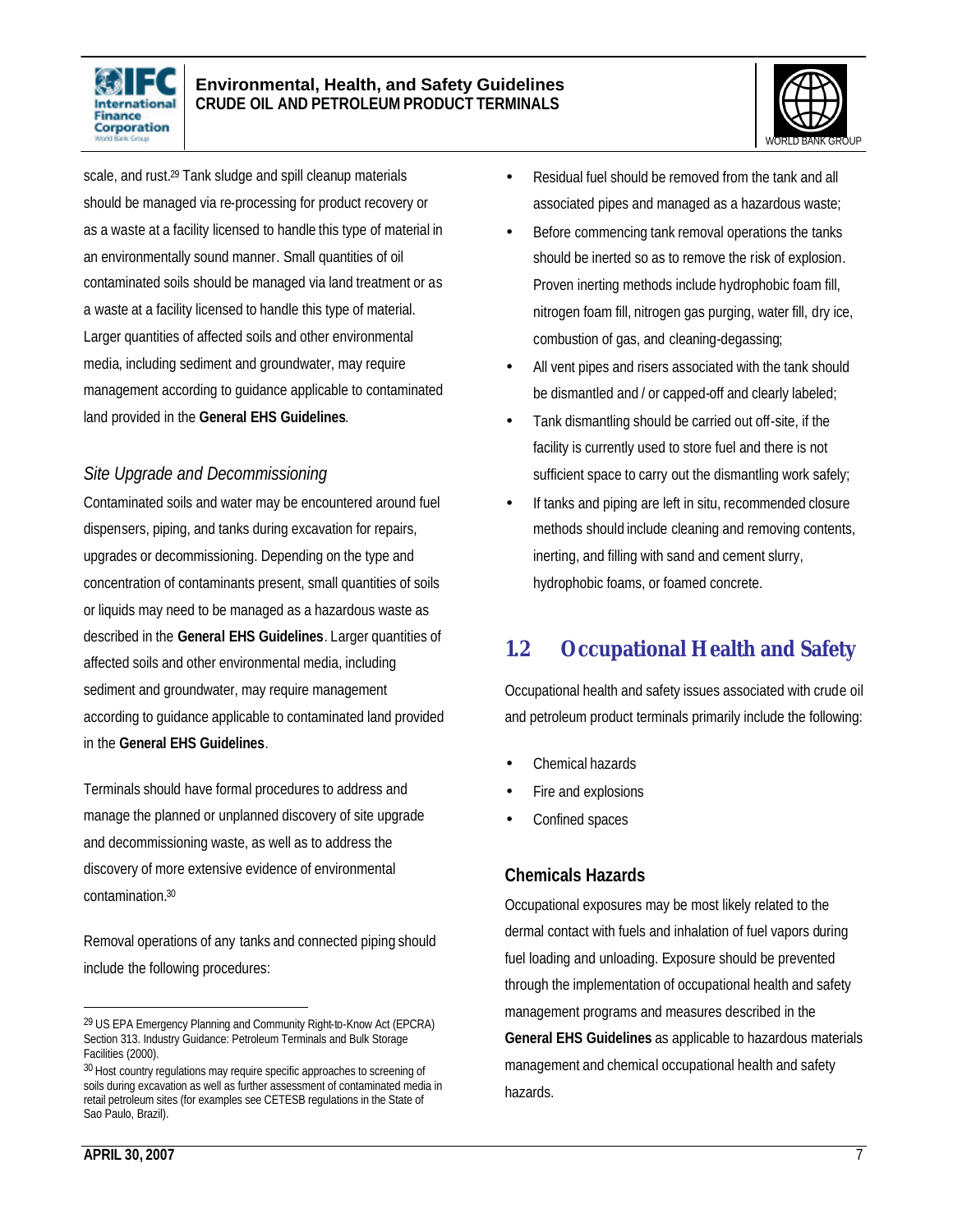scale, and rust.[29] Tank sludge and spill cleanup materials should be managed via re-processing for product recovery or as a waste at a facility licensed to handle this type of material in an environmentally sound manner. Small quantities of oil contaminated soils should be managed via land treatment or as a waste at a facility licensed to handle this type of material. Larger quantities of affected soils and other environmental media, including sediment and groundwater, may require management according to guidance applicable to contaminated land provided in the **General EHS Guidelines**.

*Site Upgrade and Decommissioning*

Contaminated soils and water may be encountered around fuel dispensers, piping, and tanks during excavation for repairs, upgrades or decommissioning. Depending on the type and concentration of contaminants present, small quantities of soils or liquids may need to be managed as a hazardous waste as described in the **General EHS Guidelines**. Larger quantities of affected soils and other environmental media, including sediment and groundwater, may require management according to guidance applicable to contaminated land provided in the **General EHS Guidelines**.

Terminals should have formal procedures to address and manage the planned or unplanned discovery of site upgrade and decommissioning waste, as well as to address the discovery of more extensive evidence of environmental contamination.[30]

Removal operations of any tanks and connected piping should include the following procedures:

- Residual fuel should be removed from the tank and all associated pipes and managed as a hazardous waste;
- Before commencing tank removal operations the tanks should be inerted so as to remove the risk of explosion. Proven inerting methods include hydrophobic foam fill, nitrogen foam fill, nitrogen gas purging, water fill, dry ice, combustion of gas, and cleaning-degassing;
- All vent pipes and risers associated with the tank should be dismantled and / or capped-off and clearly labeled;
- Tank dismantling should be carried out off-site, if the facility is currently used to store fuel and there is not sufficient space to carry out the dismantling work safely;
- If tanks and piping are left in situ, recommended closure methods should include cleaning and removing contents, inerting, and filling with sand and cement slurry, hydrophobic foams, or foamed concrete.

## 1.2 Occupational Health and Safety

Occupational health and safety issues associated with crude oil and petroleum product terminals primarily include the following:

- Chemical hazards
- Fire and explosions
- Confined spaces

### Chemicals Hazards

Occupational exposures may be most likely related to the dermal contact with fuels and inhalation of fuel vapors during fuel loading and unloading. Exposure should be prevented through the implementation of occupational health and safety management programs and measures described in the **General EHS Guidelines** as applicable to hazardous materials management and chemical occupational health and safety hazards.

---

[29] US EPA Emergency Planning and Community Right-to-Know Act (EPCRA) Section 313. Industry Guidance: Petroleum Terminals and Bulk Storage Facilities (2000).

[30] Host country regulations may require specific approaches to screening of soils during excavation as well as further assessment of contaminated media in retail petroleum sites (for examples see CETESB regulations in the State of Sao Paulo, Brazil).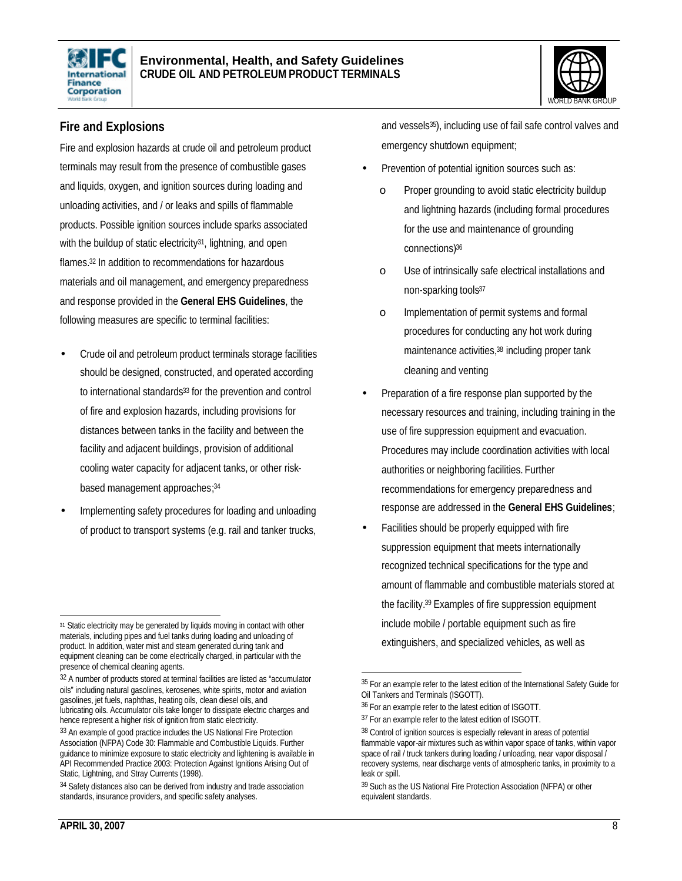## Fire and Explosions

Fire and explosion hazards at crude oil and petroleum product terminals may result from the presence of combustible gases and liquids, oxygen, and ignition sources during loading and unloading activities, and / or leaks and spills of flammable products. Possible ignition sources include sparks associated with the buildup of static electricity[31], lightning, and open flames.[32] In addition to recommendations for hazardous materials and oil management, and emergency preparedness and response provided in the **General EHS Guidelines**, the following measures are specific to terminal facilities:

- Crude oil and petroleum product terminals storage facilities should be designed, constructed, and operated according to international standards[33] for the prevention and control of fire and explosion hazards, including provisions for distances between tanks in the facility and between the facility and adjacent buildings, provision of additional cooling water capacity for adjacent tanks, or other risk-based management approaches;[34]
- Implementing safety procedures for loading and unloading of product to transport systems (e.g. rail and tanker trucks, and vessels[35]), including use of fail safe control valves and emergency shutdown equipment;
- Prevention of potential ignition sources such as:
  - Proper grounding to avoid static electricity buildup and lightning hazards (including formal procedures for the use and maintenance of grounding connections)[36]
  - Use of intrinsically safe electrical installations and non-sparking tools[37]
  - Implementation of permit systems and formal procedures for conducting any hot work during maintenance activities,[38] including proper tank cleaning and venting
- Preparation of a fire response plan supported by the necessary resources and training, including training in the use of fire suppression equipment and evacuation. Procedures may include coordination activities with local authorities or neighboring facilities. Further recommendations for emergency preparedness and response are addressed in the **General EHS Guidelines**;
- Facilities should be properly equipped with fire suppression equipment that meets internationally recognized technical specifications for the type and amount of flammable and combustible materials stored at the facility.[39] Examples of fire suppression equipment include mobile / portable equipment such as fire extinguishers, and specialized vehicles, as well as

---

[31] Static electricity may be generated by liquids moving in contact with other materials, including pipes and fuel tanks during loading and unloading of product. In addition, water mist and steam generated during tank and equipment cleaning can be come electrically charged, in particular with the presence of chemical cleaning agents.

[32] A number of products stored at terminal facilities are listed as "accumulator oils" including natural gasolines, kerosenes, white spirits, motor and aviation gasolines, jet fuels, naphthas, heating oils, clean diesel oils, and lubricating oils. Accumulator oils take longer to dissipate electric charges and hence represent a higher risk of ignition from static electricity.

[33] An example of good practice includes the US National Fire Protection Association (NFPA) Code 30: Flammable and Combustible Liquids. Further guidance to minimize exposure to static electricity and lightening is available in API Recommended Practice 2003: Protection Against Ignitions Arising Out of Static, Lightning, and Stray Currents (1998).

[34] Safety distances also can be derived from industry and trade association standards, insurance providers, and specific safety analyses.

[35] For an example refer to the latest edition of the International Safety Guide for Oil Tankers and Terminals (ISGOTT).

[36] For an example refer to the latest edition of ISGOTT.

[37] For an example refer to the latest edition of ISGOTT.

[38] Control of ignition sources is especially relevant in areas of potential flammable vapor-air mixtures such as within vapor space of tanks, within vapor space of rail / truck tankers during loading / unloading, near vapor disposal / recovery systems, near discharge vents of atmospheric tanks, in proximity to a leak or spill.

[39] Such as the US National Fire Protection Association (NFPA) or other equivalent standards.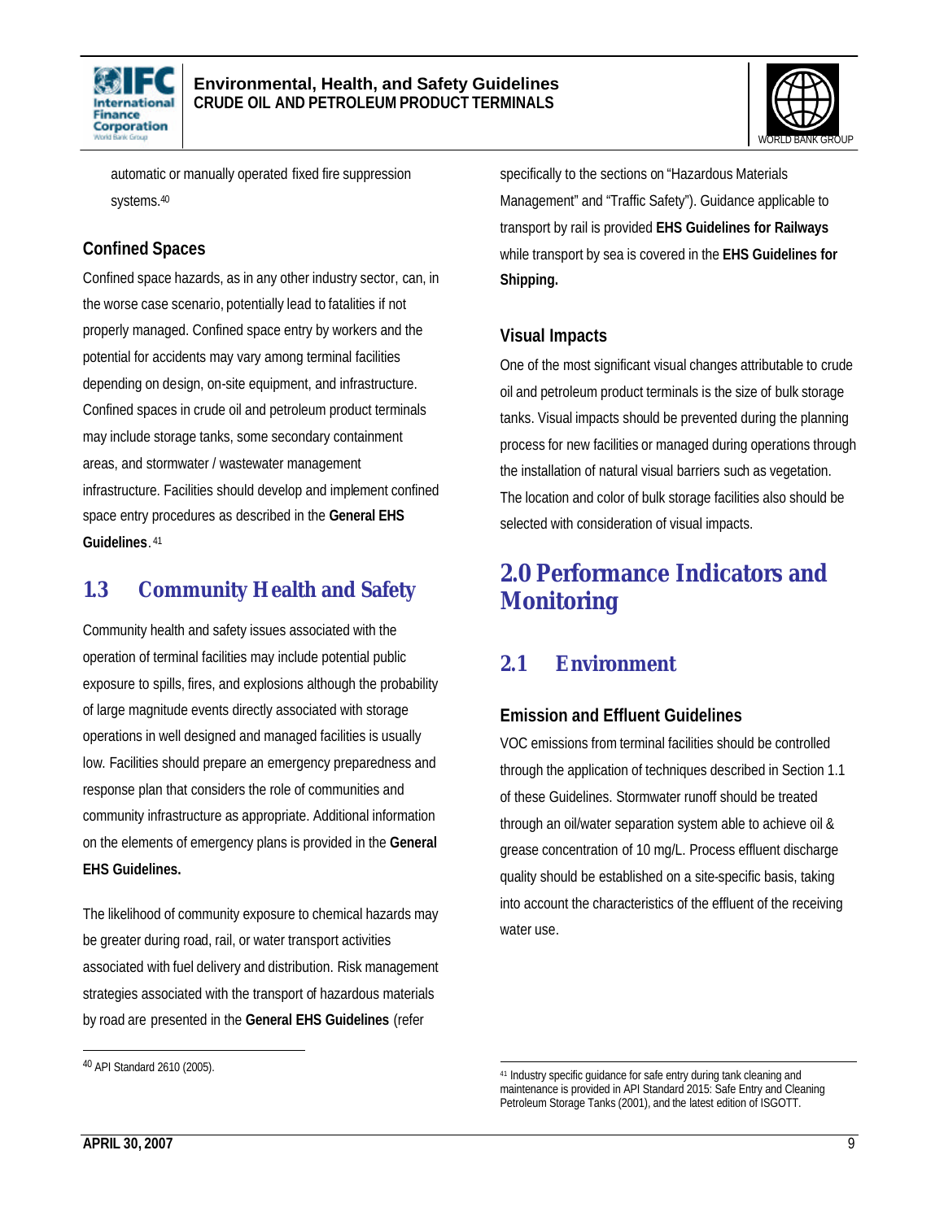automatic or manually operated fixed fire suppression systems.[40]

### Confined Spaces

Confined space hazards, as in any other industry sector, can, in the worse case scenario, potentially lead to fatalities if not properly managed. Confined space entry by workers and the potential for accidents may vary among terminal facilities depending on design, on-site equipment, and infrastructure. Confined spaces in crude oil and petroleum product terminals may include storage tanks, some secondary containment areas, and stormwater / wastewater management infrastructure. Facilities should develop and implement confined space entry procedures as described in the **General EHS Guidelines**.[41]

## 1.3 Community Health and Safety

Community health and safety issues associated with the operation of terminal facilities may include potential public exposure to spills, fires, and explosions although the probability of large magnitude events directly associated with storage operations in well designed and managed facilities is usually low. Facilities should prepare an emergency preparedness and response plan that considers the role of communities and community infrastructure as appropriate. Additional information on the elements of emergency plans is provided in the **General EHS Guidelines.**

The likelihood of community exposure to chemical hazards may be greater during road, rail, or water transport activities associated with fuel delivery and distribution. Risk management strategies associated with the transport of hazardous materials by road are presented in the **General EHS Guidelines** (refer specifically to the sections on "Hazardous Materials Management" and "Traffic Safety"). Guidance applicable to transport by rail is provided **EHS Guidelines for Railways** while transport by sea is covered in the **EHS Guidelines for Shipping.**

### Visual Impacts

One of the most significant visual changes attributable to crude oil and petroleum product terminals is the size of bulk storage tanks. Visual impacts should be prevented during the planning process for new facilities or managed during operations through the installation of natural visual barriers such as vegetation. The location and color of bulk storage facilities also should be selected with consideration of visual impacts.

# 2.0 Performance Indicators and Monitoring

## 2.1 Environment

### Emission and Effluent Guidelines

VOC emissions from terminal facilities should be controlled through the application of techniques described in Section 1.1 of these Guidelines. Stormwater runoff should be treated through an oil/water separation system able to achieve oil & grease concentration of 10 mg/L. Process effluent discharge quality should be established on a site-specific basis, taking into account the characteristics of the effluent of the receiving water use.

---

[40] API Standard 2610 (2005).

[41] Industry specific guidance for safe entry during tank cleaning and maintenance is provided in API Standard 2015: Safe Entry and Cleaning Petroleum Storage Tanks (2001), and the latest edition of ISGOTT.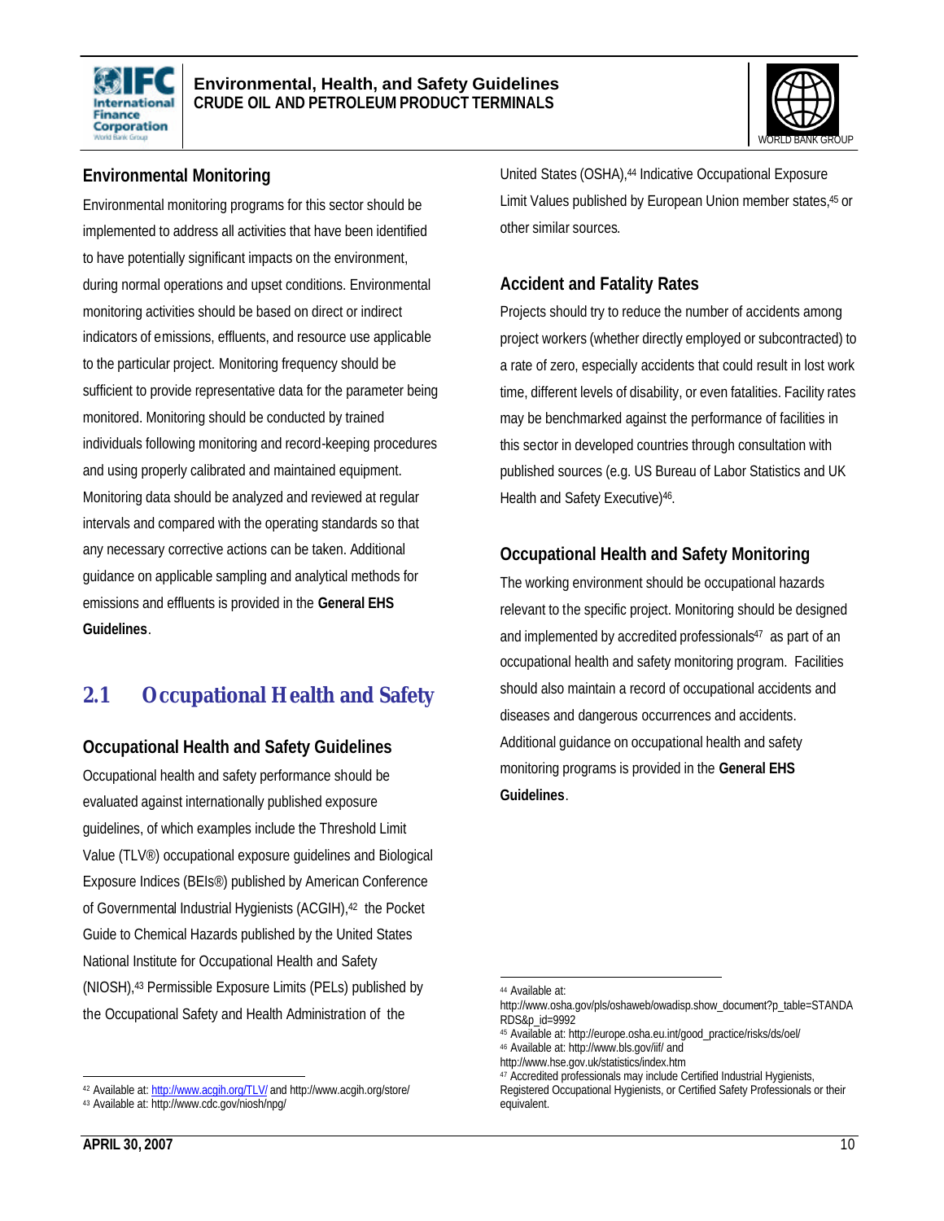### Environmental Monitoring

Environmental monitoring programs for this sector should be implemented to address all activities that have been identified to have potentially significant impacts on the environment, during normal operations and upset conditions. Environmental monitoring activities should be based on direct or indirect indicators of emissions, effluents, and resource use applicable to the particular project. Monitoring frequency should be sufficient to provide representative data for the parameter being monitored. Monitoring should be conducted by trained individuals following monitoring and record-keeping procedures and using properly calibrated and maintained equipment. Monitoring data should be analyzed and reviewed at regular intervals and compared with the operating standards so that any necessary corrective actions can be taken. Additional guidance on applicable sampling and analytical methods for emissions and effluents is provided in the **General EHS Guidelines**.

## 2.1 Occupational Health and Safety

### Occupational Health and Safety Guidelines

Occupational health and safety performance should be evaluated against internationally published exposure guidelines, of which examples include the Threshold Limit Value (TLV®) occupational exposure guidelines and Biological Exposure Indices (BEIs®) published by American Conference of Governmental Industrial Hygienists (ACGIH),[42] the Pocket Guide to Chemical Hazards published by the United States National Institute for Occupational Health and Safety (NIOSH),[43] Permissible Exposure Limits (PELs) published by the Occupational Safety and Health Administration of the United States (OSHA),[44] Indicative Occupational Exposure Limit Values published by European Union member states,[45] or other similar sources.

### Accident and Fatality Rates

Projects should try to reduce the number of accidents among project workers (whether directly employed or subcontracted) to a rate of zero, especially accidents that could result in lost work time, different levels of disability, or even fatalities. Facility rates may be benchmarked against the performance of facilities in this sector in developed countries through consultation with published sources (e.g. US Bureau of Labor Statistics and UK Health and Safety Executive)[46].

### Occupational Health and Safety Monitoring

The working environment should be occupational hazards relevant to the specific project. Monitoring should be designed and implemented by accredited professionals[47] as part of an occupational health and safety monitoring program. Facilities should also maintain a record of occupational accidents and diseases and dangerous occurrences and accidents. Additional guidance on occupational health and safety monitoring programs is provided in the **General EHS Guidelines**.

---

[42] Available at: http://www.acgih.org/TLV/ and http://www.acgih.org/store/

[43] Available at: http://www.cdc.gov/niosh/npg/

[44] Available at: http://www.osha.gov/pls/oshaweb/owadisp.show_document?p_table=STANDARDS&p_id=9992

[45] Available at: http://europe.osha.eu.int/good_practice/risks/ds/oel/

[46] Available at: http://www.bls.gov/iif/ and http://www.hse.gov.uk/statistics/index.htm

[47] Accredited professionals may include Certified Industrial Hygienists, Registered Occupational Hygienists, or Certified Safety Professionals or their equivalent.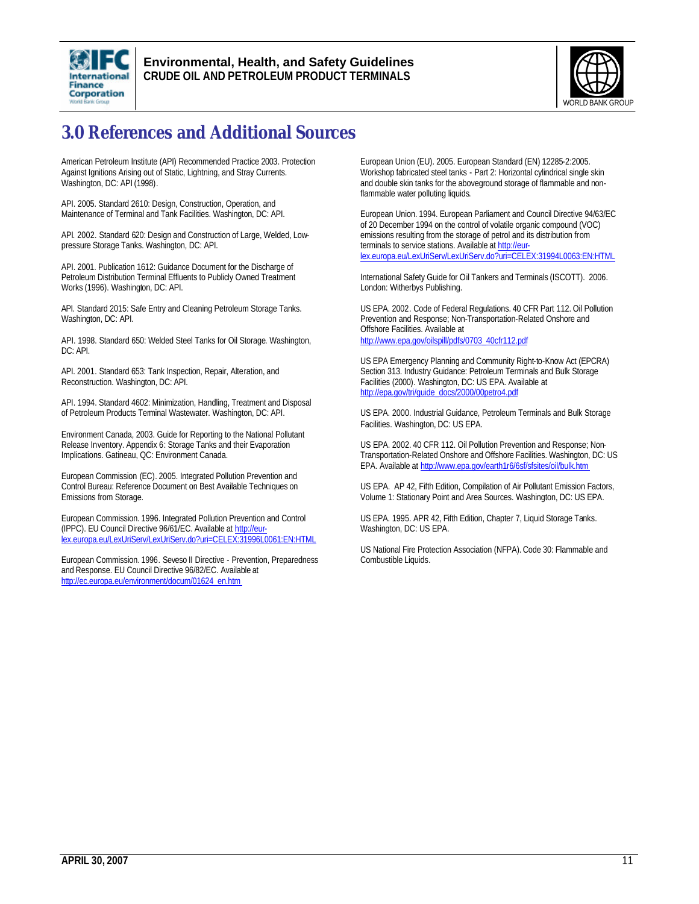# 3.0 References and Additional Sources

American Petroleum Institute (API) Recommended Practice 2003. Protection Against Ignitions Arising out of Static, Lightning, and Stray Currents. Washington, DC: API (1998).

API. 2005. Standard 2610: Design, Construction, Operation, and Maintenance of Terminal and Tank Facilities. Washington, DC: API.

API. 2002. Standard 620: Design and Construction of Large, Welded, Low-pressure Storage Tanks. Washington, DC: API.

API. 2001. Publication 1612: Guidance Document for the Discharge of Petroleum Distribution Terminal Effluents to Publicly Owned Treatment Works (1996). Washington, DC: API.

API. Standard 2015: Safe Entry and Cleaning Petroleum Storage Tanks. Washington, DC: API.

API. 1998. Standard 650: Welded Steel Tanks for Oil Storage. Washington, DC: API.

API. 2001. Standard 653: Tank Inspection, Repair, Alteration, and Reconstruction. Washington, DC: API.

API. 1994. Standard 4602: Minimization, Handling, Treatment and Disposal of Petroleum Products Terminal Wastewater. Washington, DC: API.

Environment Canada, 2003. Guide for Reporting to the National Pollutant Release Inventory. Appendix 6: Storage Tanks and their Evaporation Implications. Gatineau, QC: Environment Canada.

European Commission (EC). 2005. Integrated Pollution Prevention and Control Bureau: Reference Document on Best Available Techniques on Emissions from Storage.

European Commission. 1996. Integrated Pollution Prevention and Control (IPPC). EU Council Directive 96/61/EC. Available at http://eur-lex.europa.eu/LexUriServ/LexUriServ.do?uri=CELEX:31996L0061:EN:HTML

European Commission. 1996. Seveso II Directive - Prevention, Preparedness and Response. EU Council Directive 96/82/EC. Available at http://ec.europa.eu/environment/docum/01624_en.htm

European Union (EU). 2005. European Standard (EN) 12285-2:2005. Workshop fabricated steel tanks - Part 2: Horizontal cylindrical single skin and double skin tanks for the aboveground storage of flammable and non-flammable water polluting liquids.

European Union. 1994. European Parliament and Council Directive 94/63/EC of 20 December 1994 on the control of volatile organic compound (VOC) emissions resulting from the storage of petrol and its distribution from terminals to service stations. Available at http://eur-lex.europa.eu/LexUriServ/LexUriServ.do?uri=CELEX:31994L0063:EN:HTML

International Safety Guide for Oil Tankers and Terminals (ISCOTT). 2006. London: Witherbys Publishing.

US EPA. 2002. Code of Federal Regulations. 40 CFR Part 112. Oil Pollution Prevention and Response; Non-Transportation-Related Onshore and Offshore Facilities. Available at http://www.epa.gov/oilspill/pdfs/0703_40cfr112.pdf

US EPA Emergency Planning and Community Right-to-Know Act (EPCRA) Section 313. Industry Guidance: Petroleum Terminals and Bulk Storage Facilities (2000). Washington, DC: US EPA. Available at http://epa.gov/tri/guide_docs/2000/00petro4.pdf

US EPA. 2000. Industrial Guidance, Petroleum Terminals and Bulk Storage Facilities. Washington, DC: US EPA.

US EPA. 2002. 40 CFR 112. Oil Pollution Prevention and Response; Non-Transportation-Related Onshore and Offshore Facilities. Washington, DC: US EPA. Available at http://www.epa.gov/earth1r6/6sf/sfsites/oil/bulk.htm

US EPA. AP 42, Fifth Edition, Compilation of Air Pollutant Emission Factors, Volume 1: Stationary Point and Area Sources. Washington, DC: US EPA.

US EPA. 1995. APR 42, Fifth Edition, Chapter 7, Liquid Storage Tanks. Washington, DC: US EPA.

US National Fire Protection Association (NFPA). Code 30: Flammable and Combustible Liquids.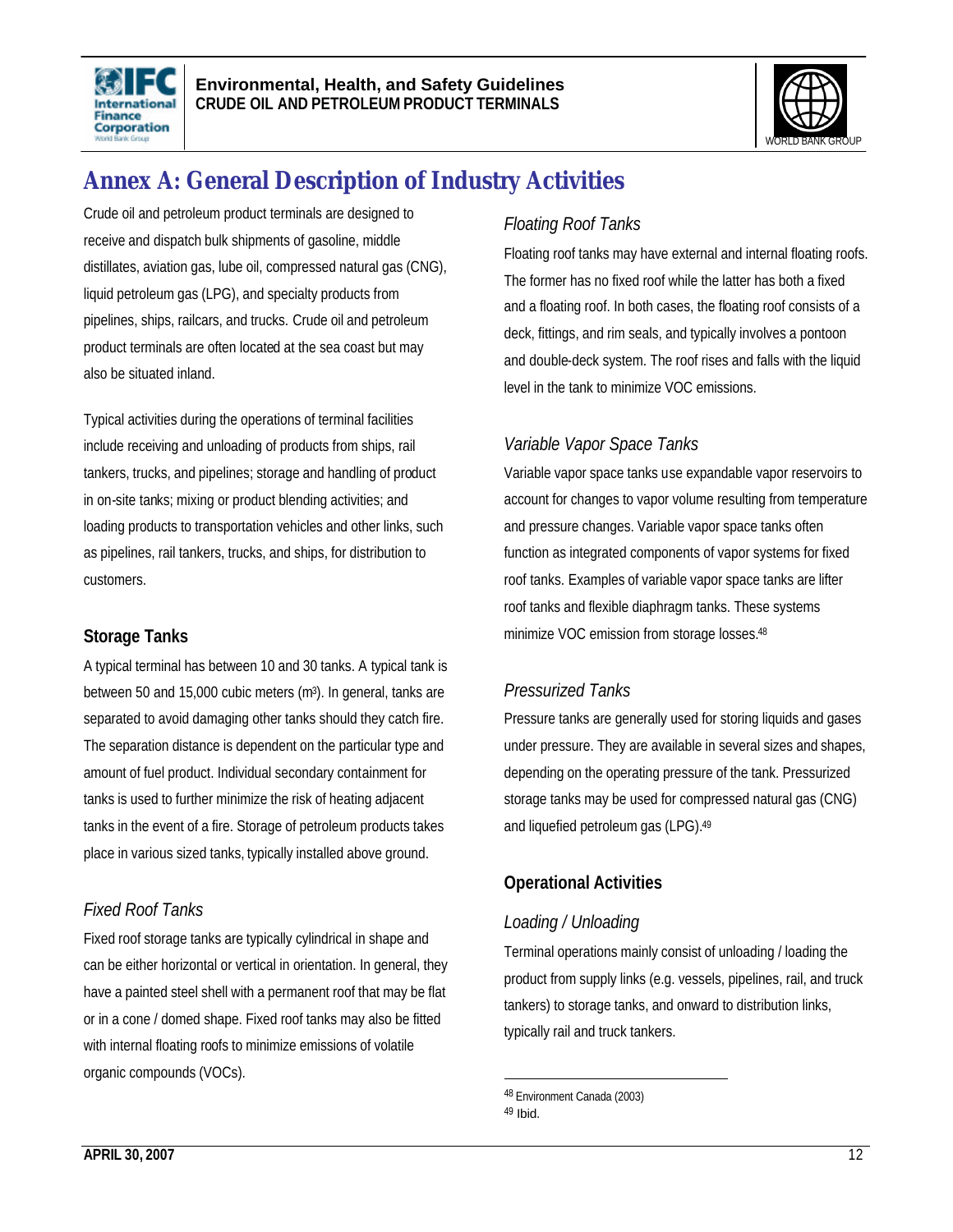# Annex A: General Description of Industry Activities

Crude oil and petroleum product terminals are designed to receive and dispatch bulk shipments of gasoline, middle distillates, aviation gas, lube oil, compressed natural gas (CNG), liquid petroleum gas (LPG), and specialty products from pipelines, ships, railcars, and trucks. Crude oil and petroleum product terminals are often located at the sea coast but may also be situated inland.

Typical activities during the operations of terminal facilities include receiving and unloading of products from ships, rail tankers, trucks, and pipelines; storage and handling of product in on-site tanks; mixing or product blending activities; and loading products to transportation vehicles and other links, such as pipelines, rail tankers, trucks, and ships, for distribution to customers.

## Storage Tanks

A typical terminal has between 10 and 30 tanks. A typical tank is between 50 and 15,000 cubic meters ($m^3$). In general, tanks are separated to avoid damaging other tanks should they catch fire. The separation distance is dependent on the particular type and amount of fuel product. Individual secondary containment for tanks is used to further minimize the risk of heating adjacent tanks in the event of a fire. Storage of petroleum products takes place in various sized tanks, typically installed above ground.

### *Fixed Roof Tanks*

Fixed roof storage tanks are typically cylindrical in shape and can be either horizontal or vertical in orientation. In general, they have a painted steel shell with a permanent roof that may be flat or in a cone / domed shape. Fixed roof tanks may also be fitted with internal floating roofs to minimize emissions of volatile organic compounds (VOCs).

### *Floating Roof Tanks*

Floating roof tanks may have external and internal floating roofs. The former has no fixed roof while the latter has both a fixed and a floating roof. In both cases, the floating roof consists of a deck, fittings, and rim seals, and typically involves a pontoon and double-deck system. The roof rises and falls with the liquid level in the tank to minimize VOC emissions.

### *Variable Vapor Space Tanks*

Variable vapor space tanks use expandable vapor reservoirs to account for changes to vapor volume resulting from temperature and pressure changes. Variable vapor space tanks often function as integrated components of vapor systems for fixed roof tanks. Examples of variable vapor space tanks are lifter roof tanks and flexible diaphragm tanks. These systems minimize VOC emission from storage losses.[48]

### *Pressurized Tanks*

Pressure tanks are generally used for storing liquids and gases under pressure. They are available in several sizes and shapes, depending on the operating pressure of the tank. Pressurized storage tanks may be used for compressed natural gas (CNG) and liquefied petroleum gas (LPG).[49]

## Operational Activities

### *Loading / Unloading*

Terminal operations mainly consist of unloading / loading the product from supply links (e.g. vessels, pipelines, rail, and truck tankers) to storage tanks, and onward to distribution links, typically rail and truck tankers.

---

[48] Environment Canada (2003)

[49] Ibid.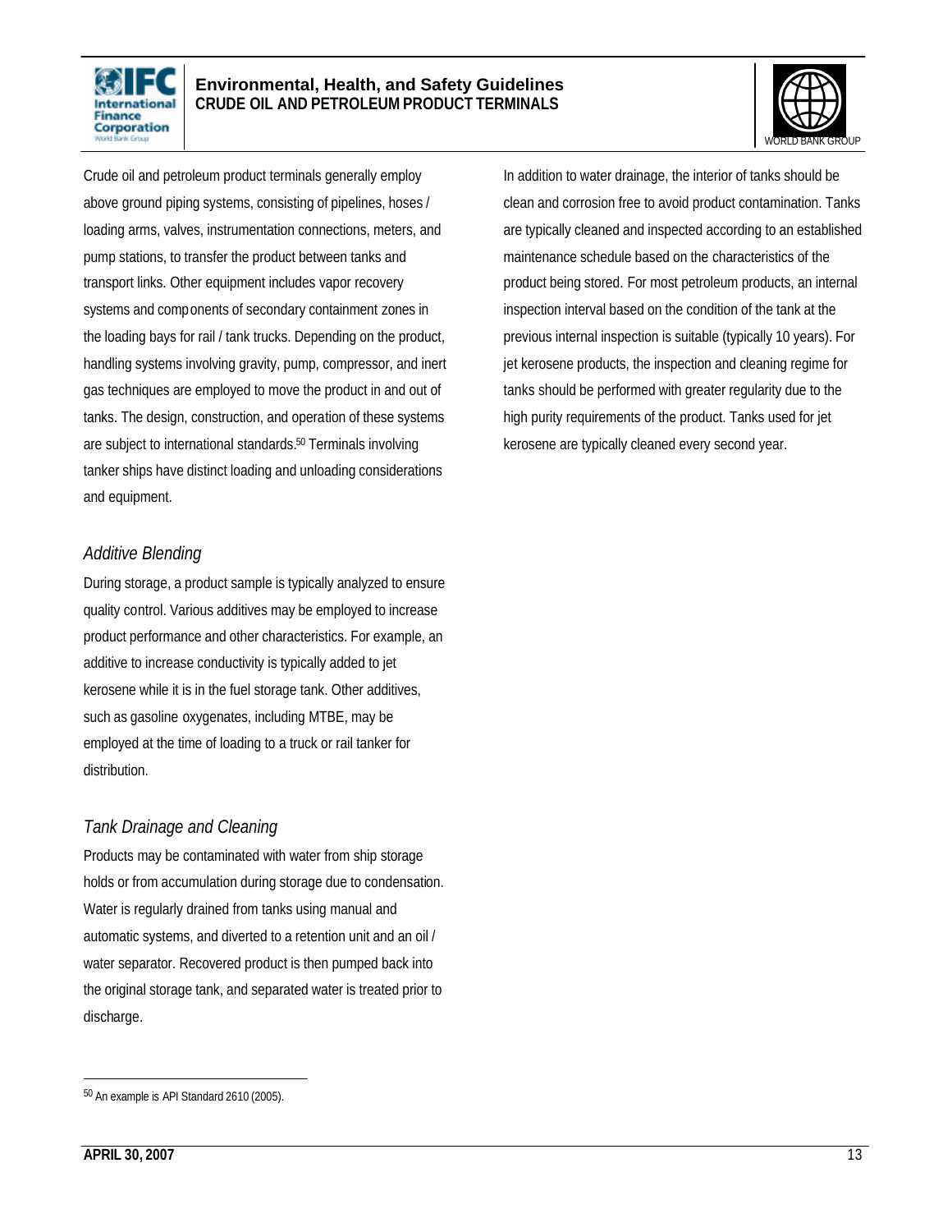Crude oil and petroleum product terminals generally employ above ground piping systems, consisting of pipelines, hoses / loading arms, valves, instrumentation connections, meters, and pump stations, to transfer the product between tanks and transport links. Other equipment includes vapor recovery systems and components of secondary containment zones in the loading bays for rail / tank trucks. Depending on the product, handling systems involving gravity, pump, compressor, and inert gas techniques are employed to move the product in and out of tanks. The design, construction, and operation of these systems are subject to international standards.[50] Terminals involving tanker ships have distinct loading and unloading considerations and equipment.

### *Additive Blending*

During storage, a product sample is typically analyzed to ensure quality control. Various additives may be employed to increase product performance and other characteristics. For example, an additive to increase conductivity is typically added to jet kerosene while it is in the fuel storage tank. Other additives, such as gasoline oxygenates, including MTBE, may be employed at the time of loading to a truck or rail tanker for distribution.

### *Tank Drainage and Cleaning*

Products may be contaminated with water from ship storage holds or from accumulation during storage due to condensation. Water is regularly drained from tanks using manual and automatic systems, and diverted to a retention unit and an oil / water separator. Recovered product is then pumped back into the original storage tank, and separated water is treated prior to discharge.

In addition to water drainage, the interior of tanks should be clean and corrosion free to avoid product contamination. Tanks are typically cleaned and inspected according to an established maintenance schedule based on the characteristics of the product being stored. For most petroleum products, an internal inspection interval based on the condition of the tank at the previous internal inspection is suitable (typically 10 years). For jet kerosene products, the inspection and cleaning regime for tanks should be performed with greater regularity due to the high purity requirements of the product. Tanks used for jet kerosene are typically cleaned every second year.

---

[50] An example is API Standard 2610 (2005).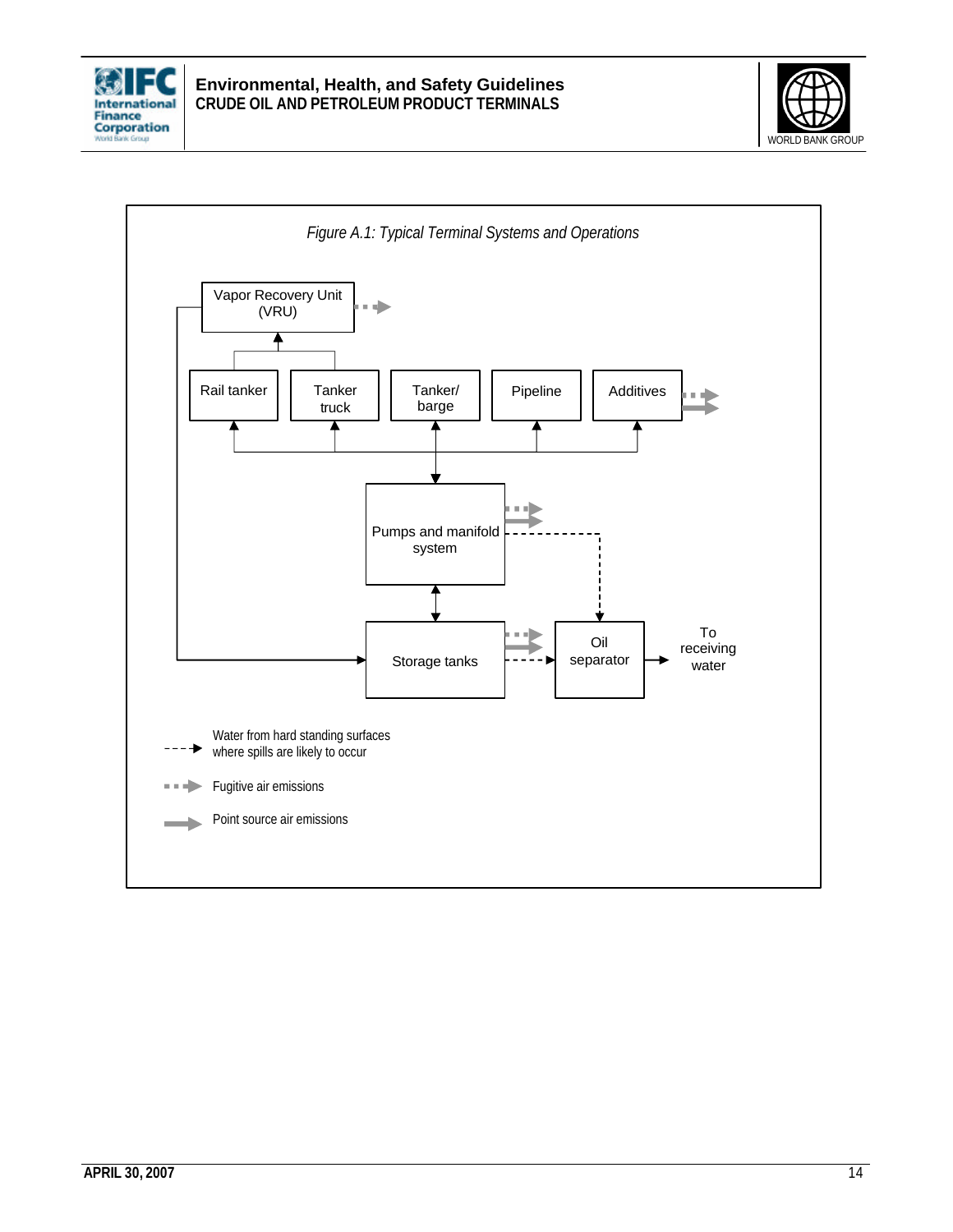*Figure A.1: Typical Terminal Systems and Operations*

Vapor Recovery Unit (VRU)

Rail tanker

Tanker truck

Tanker/ barge

Pipeline

Additives

Pumps and manifold system

Storage tanks

Oil separator

To receiving water

Water from hard standing surfaces where spills are likely to occur

Fugitive air emissions

Point source air emissions